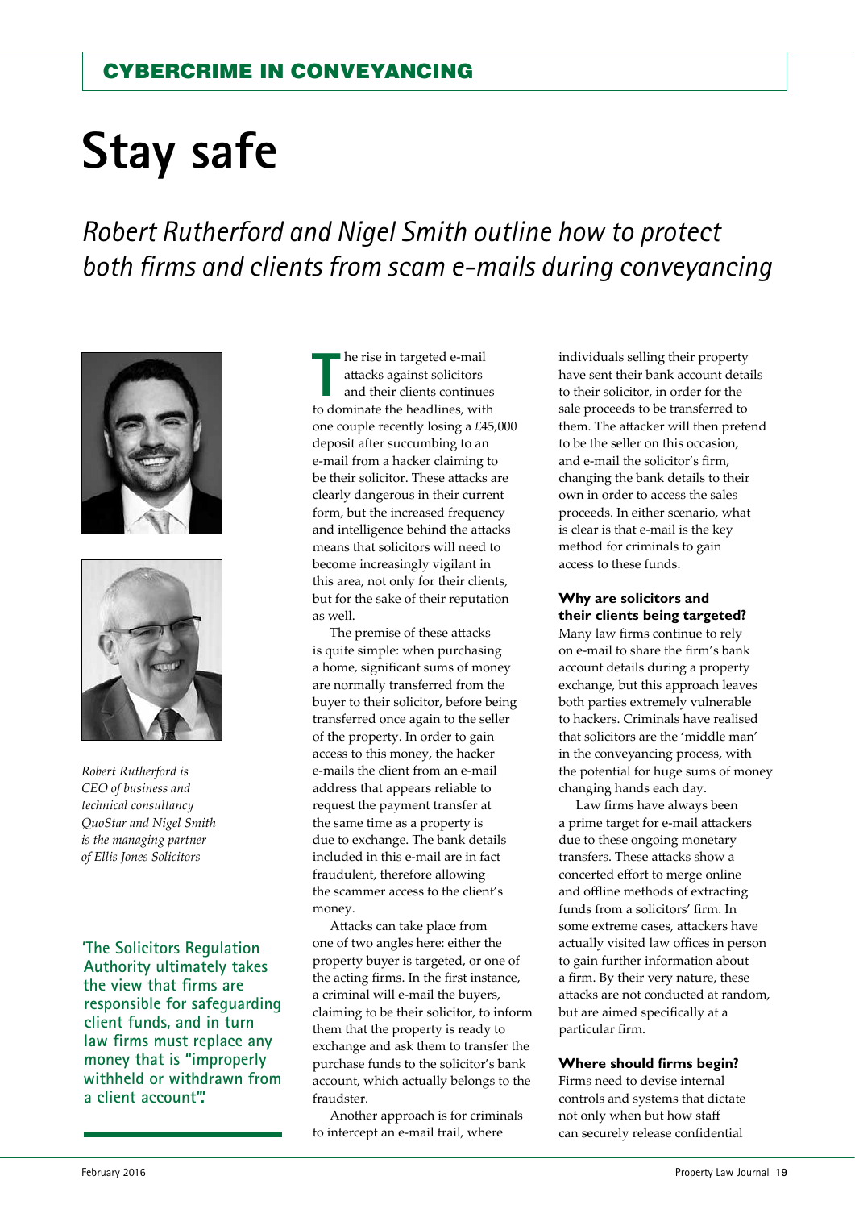## CYBERCRIME IN CONVEYANCING

# Stay safe

*Robert Rutherford and Nigel Smith outline how to protect both firms and clients from scam e-mails during conveyancing*

*Robert Rutherford is CEO of business and technical consultancy QuoStar and Nigel Smith is the managing partner of Ellis Jones Solicitors*

**'The Solicitors Regulation Authority ultimately takes the view that firms are responsible for safeguarding client funds, and in turn law firms must replace any money that is "improperly withheld or withdrawn from a client account".'**

The rise in targeted e-mail attacks against solicitors and their clients continues to dominate the headlines, with one couple recently losing a £45,000 deposit after succumbing to an e-mail from a hacker claiming to be their solicitor. These attacks are clearly dangerous in their current form, but the increased frequency and intelligence behind the attacks means that solicitors will need to become increasingly vigilant in this area, not only for their clients, but for the sake of their reputation as well.

The premise of these attacks is quite simple: when purchasing a home, significant sums of money are normally transferred from the buyer to their solicitor, before being transferred once again to the seller of the property. In order to gain access to this money, the hacker e-mails the client from an e-mail address that appears reliable to request the payment transfer at the same time as a property is due to exchange. The bank details included in this e-mail are in fact fraudulent, therefore allowing the scammer access to the client's money.

Attacks can take place from one of two angles here: either the property buyer is targeted, or one of the acting firms. In the first instance, a criminal will e-mail the buyers, claiming to be their solicitor, to inform them that the property is ready to exchange and ask them to transfer the purchase funds to the solicitor's bank account, which actually belongs to the fraudster.

Another approach is for criminals to intercept an e-mail trail, where individuals selling their property have sent their bank account details to their solicitor, in order for the sale proceeds to be transferred to them. The attacker will then pretend to be the seller on this occasion, and e-mail the solicitor's firm, changing the bank details to their own in order to access the sales proceeds. In either scenario, what is clear is that e-mail is the key method for criminals to gain access to these funds.

### Why are solicitors and their clients being targeted?

Many law firms continue to rely on e-mail to share the firm's bank account details during a property exchange, but this approach leaves both parties extremely vulnerable to hackers. Criminals have realised that solicitors are the 'middle man' in the conveyancing process, with the potential for huge sums of money changing hands each day.

Law firms have always been a prime target for e-mail attackers due to these ongoing monetary transfers. These attacks show a concerted effort to merge online and offline methods of extracting funds from a solicitors' firm. In some extreme cases, attackers have actually visited law offices in person to gain further information about a firm. By their very nature, these attacks are not conducted at random, but are aimed specifically at a particular firm.

### Where should firms begin?

Firms need to devise internal controls and systems that dictate not only when but how staff can securely release confidential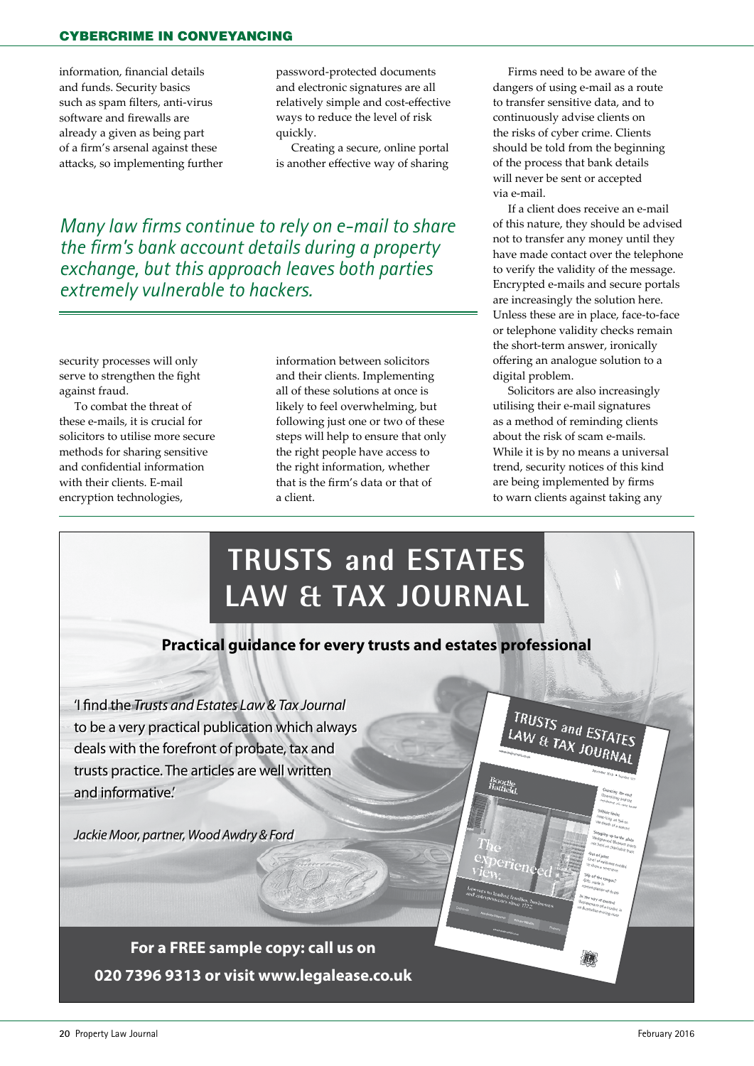information, financial details and funds. Security basics such as spam filters, anti-virus software and firewalls are already a given as being part of a firm's arsenal against these attacks, so implementing further security processes will only serve to strengthen the fight against fraud.

To combat the threat of these e-mails, it is crucial for solicitors to utilise more secure methods for sharing sensitive and confidential information with their clients. E-mail encryption technologies, password-protected documents and electronic signatures are all relatively simple and cost-effective ways to reduce the level of risk quickly.

Creating a secure, online portal is another effective way of sharing information between solicitors and their clients. Implementing all of these solutions at once is likely to feel overwhelming, but following just one or two of these steps will help to ensure that only the right people have access to the right information, whether that is the firm's data or that of a client.

> *Many law firms continue to rely on e-mail to share the firm's bank account details during a property exchange, but this approach leaves both parties extremely vulnerable to hackers.*

Firms need to be aware of the dangers of using e-mail as a route to transfer sensitive data, and to continuously advise clients on the risks of cyber crime. Clients should be told from the beginning of the process that bank details will never be sent or accepted via e-mail.

If a client does receive an e-mail of this nature, they should be advised not to transfer any money until they have made contact over the telephone to verify the validity of the message. Encrypted e-mails and secure portals are increasingly the solution here. Unless these are in place, face-to-face or telephone validity checks remain the short-term answer, ironically offering an analogue solution to a digital problem.

Solicitors are also increasingly utilising their e-mail signatures as a method of reminding clients about the risk of scam e-mails. While it is by no means a universal trend, security notices of this kind are being implemented by firms to warn clients against taking any

---

# TRUSTS and ESTATES LAW & TAX JOURNAL

**Practical guidance for every trusts and estates professional**

'I find the *Trusts and Estates Law & Tax Journal* to be a very practical publication which always deals with the forefront of probate, tax and trusts practice. The articles are well written and informative.'

*Jackie Moor, partner, Wood Awdry & Ford*

**For a FREE sample copy: call us on 020 7396 9313 or visit www.legalease.co.uk**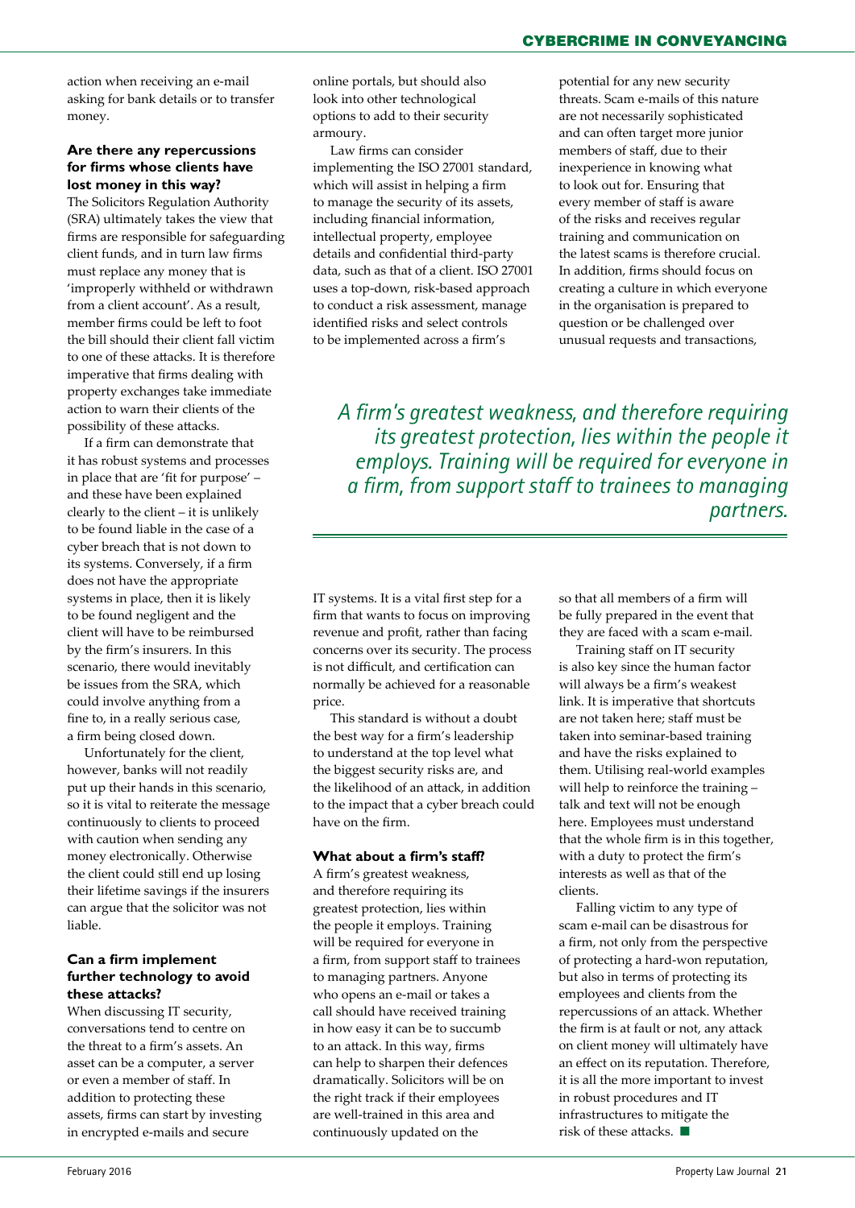action when receiving an e-mail asking for bank details or to transfer money.

### Are there any repercussions for firms whose clients have lost money in this way?

The Solicitors Regulation Authority (SRA) ultimately takes the view that firms are responsible for safeguarding client funds, and in turn law firms must replace any money that is 'improperly withheld or withdrawn from a client account'. As a result, member firms could be left to foot the bill should their client fall victim to one of these attacks. It is therefore imperative that firms dealing with property exchanges take immediate action to warn their clients of the possibility of these attacks.

If a firm can demonstrate that it has robust systems and processes in place that are 'fit for purpose' – and these have been explained clearly to the client – it is unlikely to be found liable in the case of a cyber breach that is not down to its systems. Conversely, if a firm does not have the appropriate systems in place, then it is likely to be found negligent and the client will have to be reimbursed by the firm's insurers. In this scenario, there would inevitably be issues from the SRA, which could involve anything from a fine to, in a really serious case, a firm being closed down.

Unfortunately for the client, however, banks will not readily put up their hands in this scenario, so it is vital to reiterate the message continuously to clients to proceed with caution when sending any money electronically. Otherwise the client could still end up losing their lifetime savings if the insurers can argue that the solicitor was not liable.

### Can a firm implement further technology to avoid these attacks?

When discussing IT security, conversations tend to centre on the threat to a firm's assets. An asset can be a computer, a server or even a member of staff. In addition to protecting these assets, firms can start by investing in encrypted e-mails and secure online portals, but should also look into other technological options to add to their security armoury.

Law firms can consider implementing the ISO 27001 standard, which will assist in helping a firm to manage the security of its assets, including financial information, intellectual property, employee details and confidential third-party data, such as that of a client. ISO 27001 uses a top-down, risk-based approach to conduct a risk assessment, manage identified risks and select controls to be implemented across a firm's IT systems. It is a vital first step for a firm that wants to focus on improving revenue and profit, rather than facing concerns over its security. The process is not difficult, and certification can normally be achieved for a reasonable price.

This standard is without a doubt the best way for a firm's leadership to understand at the top level what the biggest security risks are, and the likelihood of an attack, in addition to the impact that a cyber breach could have on the firm.

### What about a firm's staff?

A firm's greatest weakness, and therefore requiring its greatest protection, lies within the people it employs. Training will be required for everyone in a firm, from support staff to trainees to managing partners. Anyone who opens an e-mail or takes a call should have received training in how easy it can be to succumb to an attack. In this way, firms can help to sharpen their defences dramatically. Solicitors will be on the right track if their employees are well-trained in this area and continuously updated on the potential for any new security threats. Scam e-mails of this nature are not necessarily sophisticated and can often target more junior members of staff, due to their inexperience in knowing what to look out for. Ensuring that every member of staff is aware of the risks and receives regular training and communication on the latest scams is therefore crucial. In addition, firms should focus on creating a culture in which everyone in the organisation is prepared to question or be challenged over unusual requests and transactions, so that all members of a firm will be fully prepared in the event that they are faced with a scam e-mail.

*A firm's greatest weakness, and therefore requiring its greatest protection, lies within the people it employs. Training will be required for everyone in a firm, from support staff to trainees to managing partners.*

Training staff on IT security is also key since the human factor will always be a firm's weakest link. It is imperative that shortcuts are not taken here; staff must be taken into seminar-based training and have the risks explained to them. Utilising real-world examples will help to reinforce the training – talk and text will not be enough here. Employees must understand that the whole firm is in this together, with a duty to protect the firm's interests as well as that of the clients.

Falling victim to any type of scam e-mail can be disastrous for a firm, not only from the perspective of protecting a hard-won reputation, but also in terms of protecting its employees and clients from the repercussions of an attack. Whether the firm is at fault or not, any attack on client money will ultimately have an effect on its reputation. Therefore, it is all the more important to invest in robust procedures and IT infrastructures to mitigate the risk of these attacks. ■